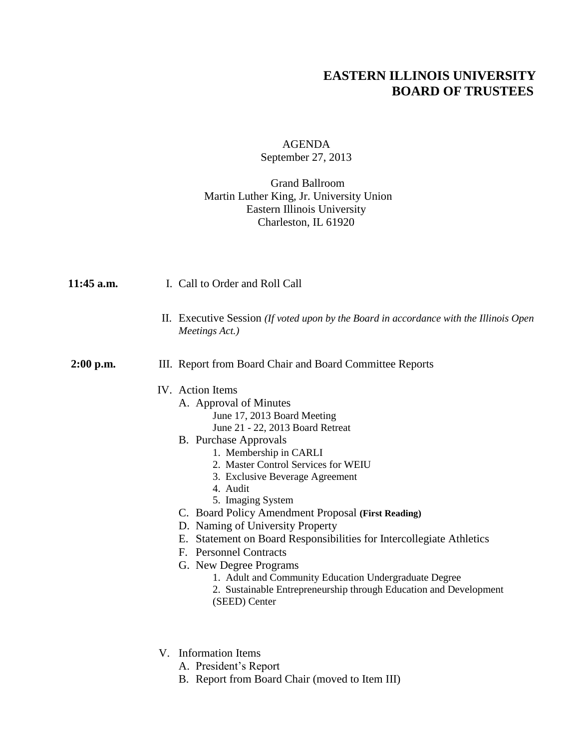# EASTERN ILLINOIS UNIVERSITY
# BOARD OF TRUSTEES

AGENDA
September 27, 2013

Grand Ballroom
Martin Luther King, Jr. University Union
Eastern Illinois University
Charleston, IL 61920

**11:45 a.m.**

I. Call to Order and Roll Call

II. Executive Session *(If voted upon by the Board in accordance with the Illinois Open Meetings Act.)*

**2:00 p.m.**

III. Report from Board Chair and Board Committee Reports

IV. Action Items
   - A. Approval of Minutes
     - June 17, 2013 Board Meeting
     - June 21 - 22, 2013 Board Retreat
   - B. Purchase Approvals
     1. Membership in CARLI
     2. Master Control Services for WEIU
     3. Exclusive Beverage Agreement
     4. Audit
     5. Imaging System
   - C. Board Policy Amendment Proposal **(First Reading)**
   - D. Naming of University Property
   - E. Statement on Board Responsibilities for Intercollegiate Athletics
   - F. Personnel Contracts
   - G. New Degree Programs
     1. Adult and Community Education Undergraduate Degree
     2. Sustainable Entrepreneurship through Education and Development (SEED) Center

V. Information Items
   - A. President's Report
   - B. Report from Board Chair (moved to Item III)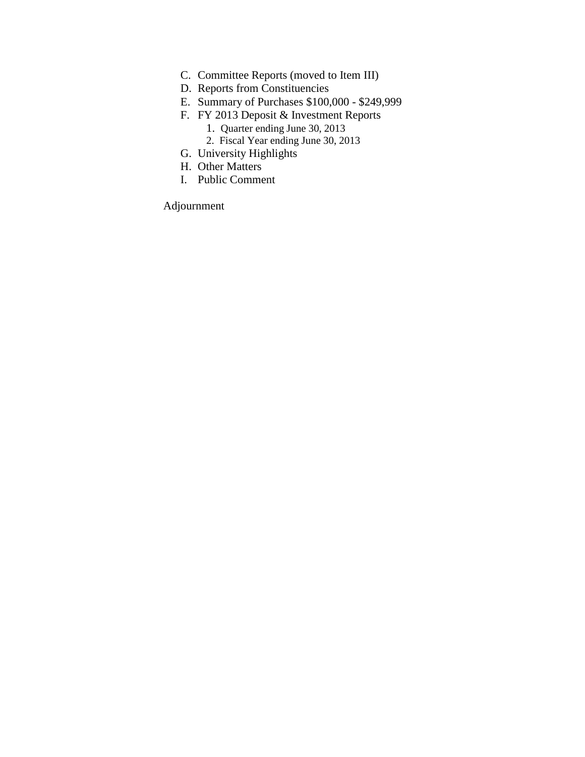C. Committee Reports (moved to Item III)
D. Reports from Constituencies
E. Summary of Purchases $100,000 - $249,999
F. FY 2013 Deposit & Investment Reports
   1. Quarter ending June 30, 2013
   2. Fiscal Year ending June 30, 2013
G. University Highlights
H. Other Matters
I. Public Comment

Adjournment